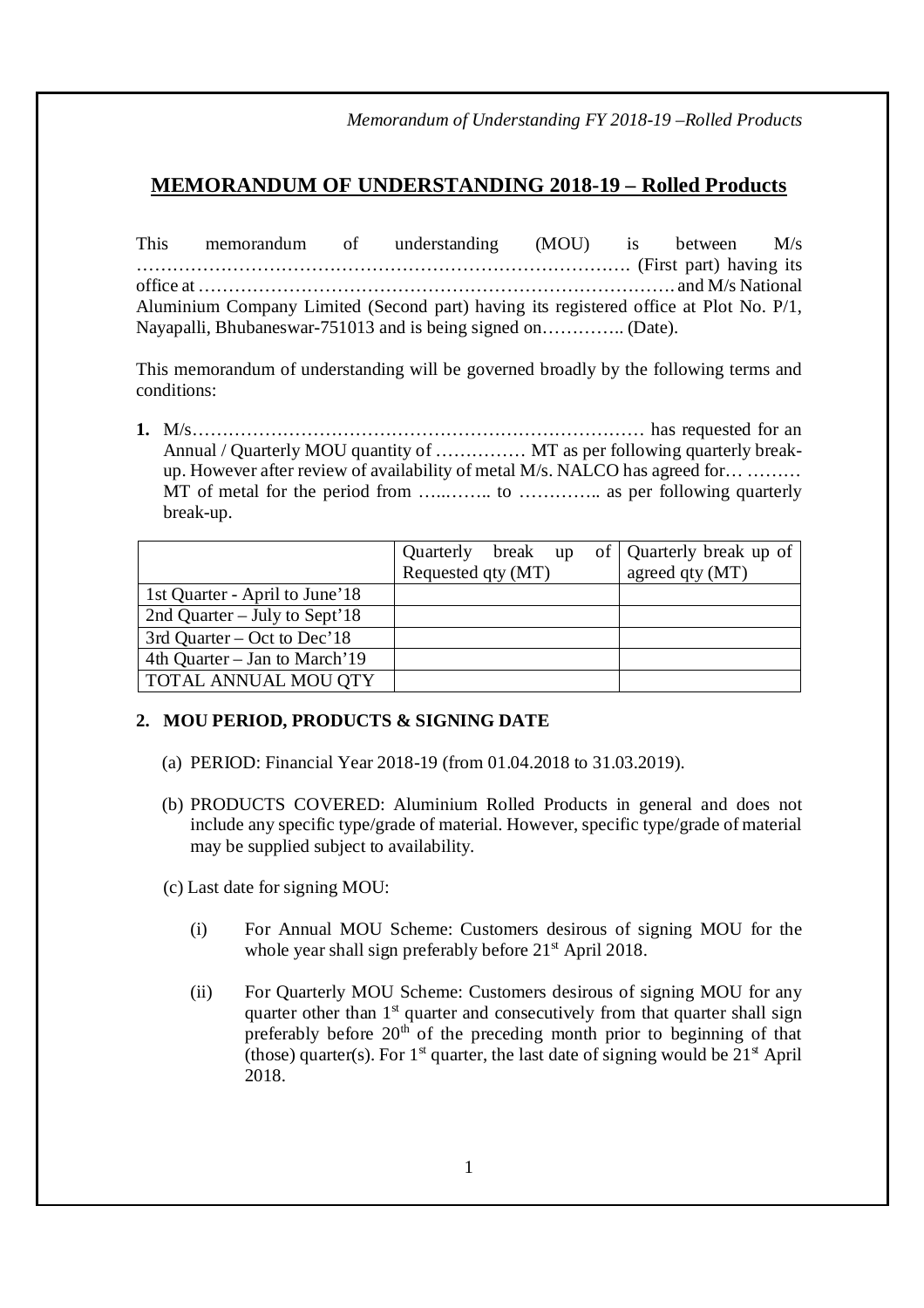# MEMORANDUM OF UNDERSTANDING 2018-19 – Rolled Products

This memorandum of understanding (MOU) is between M/s …………………………………………………………………………. (First part) having its office at ……………………………………………………………………. and M/s National Aluminium Company Limited (Second part) having its registered office at Plot No. P/1, Nayapalli, Bhubaneswar-751013 and is being signed on………….. (Date).

This memorandum of understanding will be governed broadly by the following terms and conditions:

**1.** M/s………………………………………………………………… has requested for an Annual / Quarterly MOU quantity of …………… MT as per following quarterly break-up. However after review of availability of metal M/s. NALCO has agreed for… ……… MT of metal for the period from …..…….. to ………….. as per following quarterly break-up.

| | Quarterly break up of Requested qty (MT) | Quarterly break up of agreed qty (MT) |
|---|---|---|
| 1st Quarter - April to June'18 | | |
| 2nd Quarter – July to Sept'18 | | |
| 3rd Quarter – Oct to Dec'18 | | |
| 4th Quarter – Jan to March'19 | | |
| TOTAL ANNUAL MOU QTY | | |

## 2. MOU PERIOD, PRODUCTS & SIGNING DATE

(a) PERIOD: Financial Year 2018-19 (from 01.04.2018 to 31.03.2019).

(b) PRODUCTS COVERED: Aluminium Rolled Products in general and does not include any specific type/grade of material. However, specific type/grade of material may be supplied subject to availability.

(c) Last date for signing MOU:

(i) For Annual MOU Scheme: Customers desirous of signing MOU for the whole year shall sign preferably before 21st April 2018.

(ii) For Quarterly MOU Scheme: Customers desirous of signing MOU for any quarter other than 1st quarter and consecutively from that quarter shall sign preferably before 20th of the preceding month prior to beginning of that (those) quarter(s). For 1st quarter, the last date of signing would be 21st April 2018.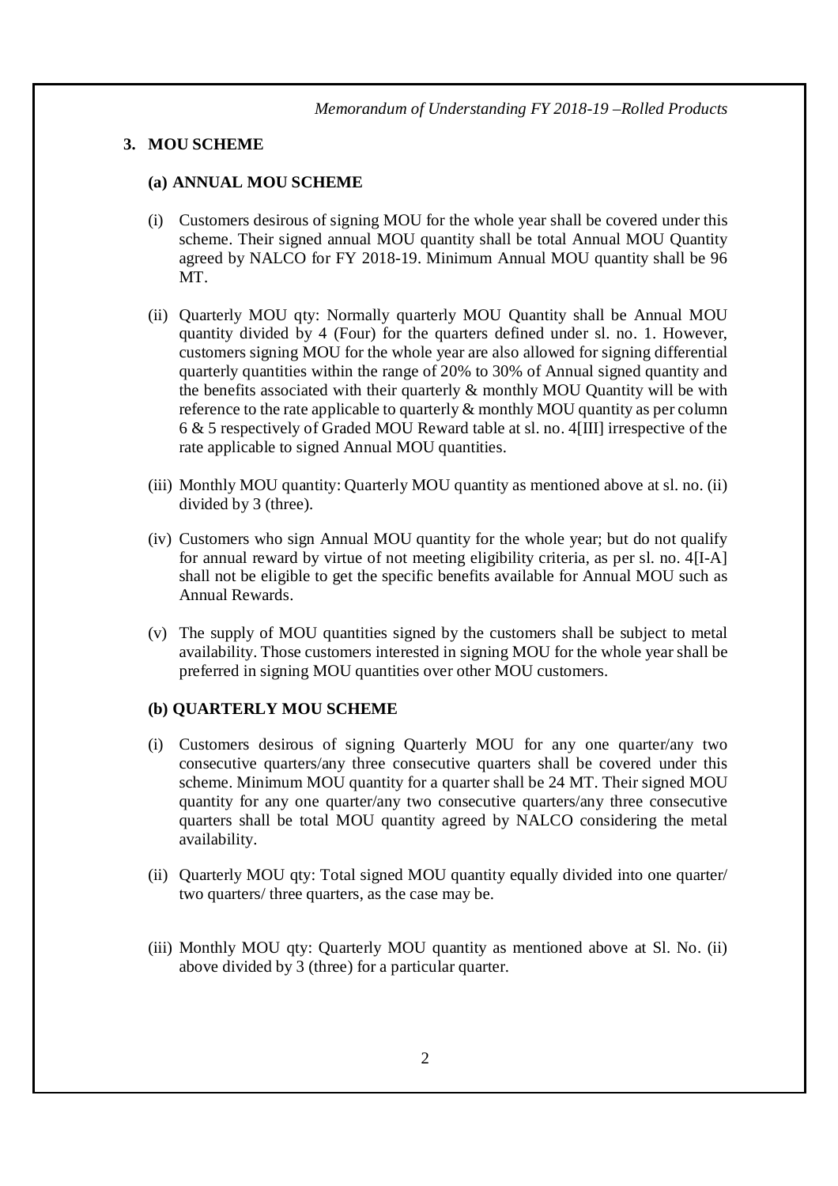## 3. MOU SCHEME

### (a) ANNUAL MOU SCHEME

(i) Customers desirous of signing MOU for the whole year shall be covered under this scheme. Their signed annual MOU quantity shall be total Annual MOU Quantity agreed by NALCO for FY 2018-19. Minimum Annual MOU quantity shall be 96 MT.

(ii) Quarterly MOU qty: Normally quarterly MOU Quantity shall be Annual MOU quantity divided by 4 (Four) for the quarters defined under sl. no. 1. However, customers signing MOU for the whole year are also allowed for signing differential quarterly quantities within the range of 20% to 30% of Annual signed quantity and the benefits associated with their quarterly & monthly MOU Quantity will be with reference to the rate applicable to quarterly & monthly MOU quantity as per column 6 & 5 respectively of Graded MOU Reward table at sl. no. 4[III] irrespective of the rate applicable to signed Annual MOU quantities.

(iii) Monthly MOU quantity: Quarterly MOU quantity as mentioned above at sl. no. (ii) divided by 3 (three).

(iv) Customers who sign Annual MOU quantity for the whole year; but do not qualify for annual reward by virtue of not meeting eligibility criteria, as per sl. no. 4[I-A] shall not be eligible to get the specific benefits available for Annual MOU such as Annual Rewards.

(v) The supply of MOU quantities signed by the customers shall be subject to metal availability. Those customers interested in signing MOU for the whole year shall be preferred in signing MOU quantities over other MOU customers.

### (b) QUARTERLY MOU SCHEME

(i) Customers desirous of signing Quarterly MOU for any one quarter/any two consecutive quarters/any three consecutive quarters shall be covered under this scheme. Minimum MOU quantity for a quarter shall be 24 MT. Their signed MOU quantity for any one quarter/any two consecutive quarters/any three consecutive quarters shall be total MOU quantity agreed by NALCO considering the metal availability.

(ii) Quarterly MOU qty: Total signed MOU quantity equally divided into one quarter/ two quarters/ three quarters, as the case may be.

(iii) Monthly MOU qty: Quarterly MOU quantity as mentioned above at Sl. No. (ii) above divided by 3 (three) for a particular quarter.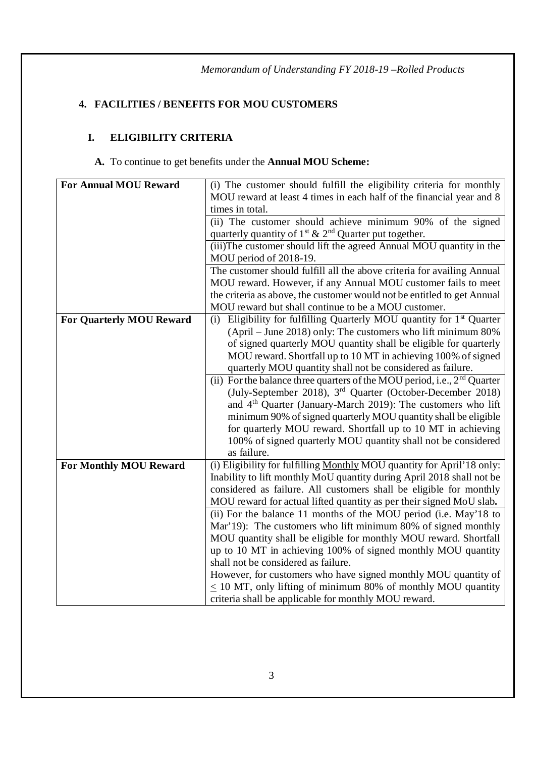## 4. FACILITIES / BENEFITS FOR MOU CUSTOMERS

### I. ELIGIBILITY CRITERIA

**A.** To continue to get benefits under the **Annual MOU Scheme:**

| | |
|---|---|
| **For Annual MOU Reward** | (i) The customer should fulfill the eligibility criteria for monthly MOU reward at least 4 times in each half of the financial year and 8 times in total. |
| | (ii) The customer should achieve minimum 90% of the signed quarterly quantity of 1st & 2nd Quarter put together. |
| | (iii)The customer should lift the agreed Annual MOU quantity in the MOU period of 2018-19. |
| | The customer should fulfill all the above criteria for availing Annual MOU reward. However, if any Annual MOU customer fails to meet the criteria as above, the customer would not be entitled to get Annual MOU reward but shall continue to be a MOU customer. |
| **For Quarterly MOU Reward** | (i) Eligibility for fulfilling Quarterly MOU quantity for 1st Quarter (April – June 2018) only: The customers who lift minimum 80% of signed quarterly MOU quantity shall be eligible for quarterly MOU reward. Shortfall up to 10 MT in achieving 100% of signed quarterly MOU quantity shall not be considered as failure. |
| | (ii) For the balance three quarters of the MOU period, i.e., 2nd Quarter (July-September 2018), 3rd Quarter (October-December 2018) and 4th Quarter (January-March 2019): The customers who lift minimum 90% of signed quarterly MOU quantity shall be eligible for quarterly MOU reward. Shortfall up to 10 MT in achieving 100% of signed quarterly MOU quantity shall not be considered as failure. |
| **For Monthly MOU Reward** | (i) Eligibility for fulfilling Monthly MOU quantity for April'18 only: Inability to lift monthly MoU quantity during April 2018 shall not be considered as failure. All customers shall be eligible for monthly MOU reward for actual lifted quantity as per their signed MoU slab**.** |
| | (ii) For the balance 11 months of the MOU period (i.e. May'18 to Mar'19): The customers who lift minimum 80% of signed monthly MOU quantity shall be eligible for monthly MOU reward. Shortfall up to 10 MT in achieving 100% of signed monthly MOU quantity shall not be considered as failure. However, for customers who have signed monthly MOU quantity of $\leq$ 10 MT, only lifting of minimum 80% of monthly MOU quantity criteria shall be applicable for monthly MOU reward. |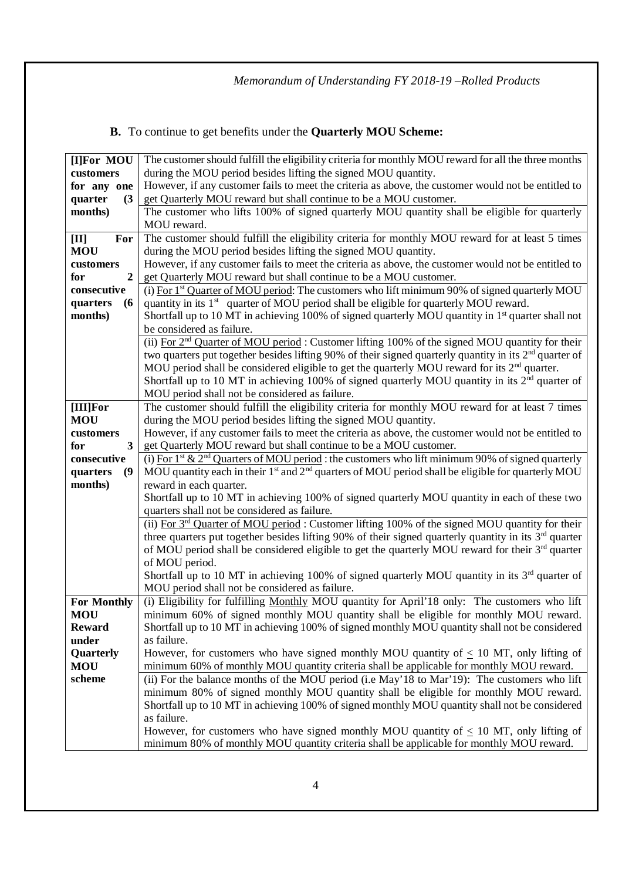**B.** To continue to get benefits under the **Quarterly MOU Scheme:**

| | |
|---|---|
| **[I]For MOU customers for any one quarter (3 months)** | The customer should fulfill the eligibility criteria for monthly MOU reward for all the three months during the MOU period besides lifting the signed MOU quantity.<br>However, if any customer fails to meet the criteria as above, the customer would not be entitled to get Quarterly MOU reward but shall continue to be a MOU customer.<br>The customer who lifts 100% of signed quarterly MOU quantity shall be eligible for quarterly MOU reward. |
| **[II] For MOU customers for 2 consecutive quarters (6 months)** | The customer should fulfill the eligibility criteria for monthly MOU reward for at least 5 times during the MOU period besides lifting the signed MOU quantity.<br>However, if any customer fails to meet the criteria as above, the customer would not be entitled to get Quarterly MOU reward but shall continue to be a MOU customer.<br>(i) <u>For 1st Quarter of MOU period</u>: The customers who lift minimum 90% of signed quarterly MOU quantity in its 1st quarter of MOU period shall be eligible for quarterly MOU reward.<br>Shortfall up to 10 MT in achieving 100% of signed quarterly MOU quantity in 1st quarter shall not be considered as failure.<br>(ii) <u>For 2nd Quarter of MOU period</u> : Customer lifting 100% of the signed MOU quantity for their two quarters put together besides lifting 90% of their signed quarterly quantity in its 2nd quarter of MOU period shall be considered eligible to get the quarterly MOU reward for its 2nd quarter.<br>Shortfall up to 10 MT in achieving 100% of signed quarterly MOU quantity in its 2nd quarter of MOU period shall not be considered as failure. |
| **[III]For MOU customers for 3 consecutive quarters (9 months)** | The customer should fulfill the eligibility criteria for monthly MOU reward for at least 7 times during the MOU period besides lifting the signed MOU quantity.<br>However, if any customer fails to meet the criteria as above, the customer would not be entitled to get Quarterly MOU reward but shall continue to be a MOU customer.<br>(i) <u>For 1st & 2nd Quarters of MOU period</u> : the customers who lift minimum 90% of signed quarterly MOU quantity each in their 1st and 2nd quarters of MOU period shall be eligible for quarterly MOU reward in each quarter.<br>Shortfall up to 10 MT in achieving 100% of signed quarterly MOU quantity in each of these two quarters shall not be considered as failure.<br>(ii) <u>For 3rd Quarter of MOU period</u> : Customer lifting 100% of the signed MOU quantity for their three quarters put together besides lifting 90% of their signed quarterly quantity in its 3rd quarter of MOU period shall be considered eligible to get the quarterly MOU reward for their 3rd quarter of MOU period.<br>Shortfall up to 10 MT in achieving 100% of signed quarterly MOU quantity in its 3rd quarter of MOU period shall not be considered as failure. |
| **For Monthly MOU Reward under Quarterly MOU scheme** | (i) Eligibility for fulfilling <u>Monthly</u> MOU quantity for April'18 only: The customers who lift minimum 60% of signed monthly MOU quantity shall be eligible for monthly MOU reward. Shortfall up to 10 MT in achieving 100% of signed monthly MOU quantity shall not be considered as failure.<br>However, for customers who have signed monthly MOU quantity of $\leq$ 10 MT, only lifting of minimum 60% of monthly MOU quantity criteria shall be applicable for monthly MOU reward.<br>(ii) For the balance months of the MOU period (i.e May'18 to Mar'19): The customers who lift minimum 80% of signed monthly MOU quantity shall be eligible for monthly MOU reward. Shortfall up to 10 MT in achieving 100% of signed monthly MOU quantity shall not be considered as failure.<br>However, for customers who have signed monthly MOU quantity of $\leq$ 10 MT, only lifting of minimum 80% of monthly MOU quantity criteria shall be applicable for monthly MOU reward. |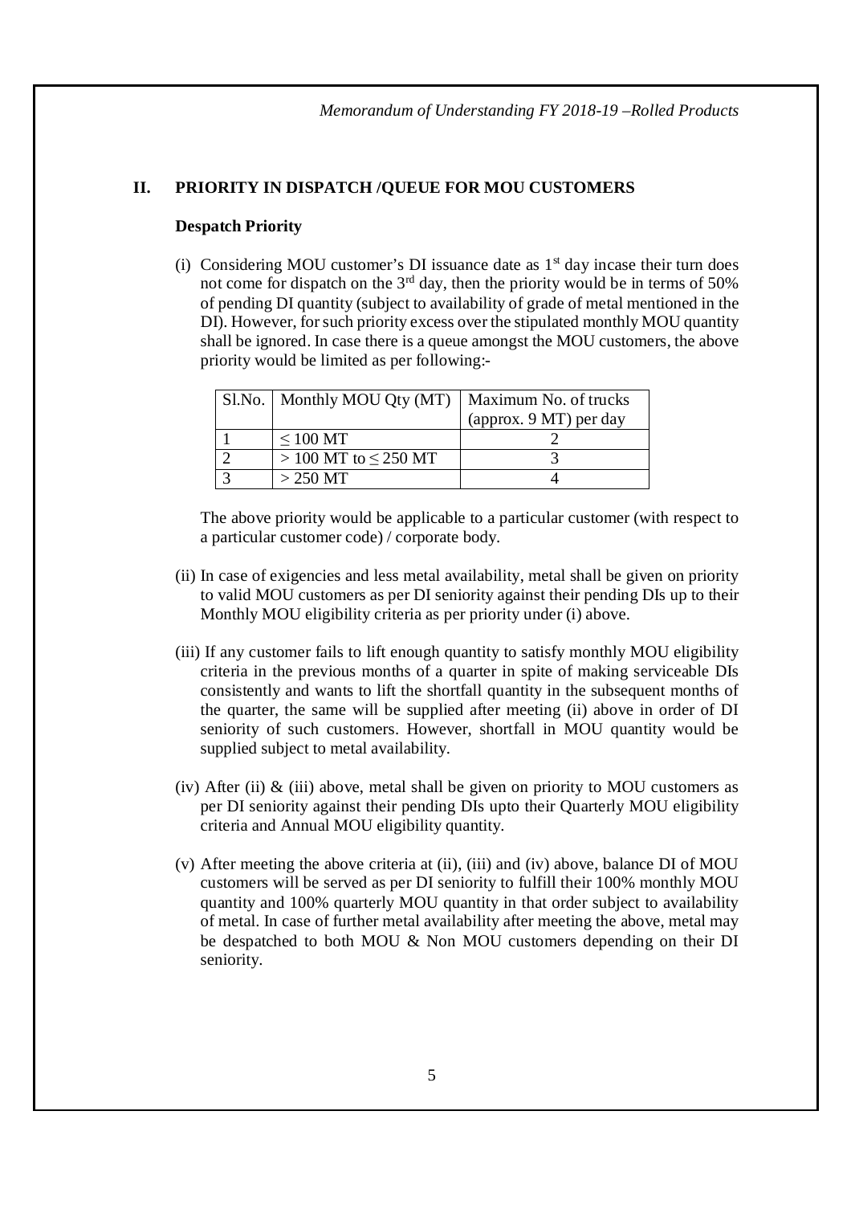## II. PRIORITY IN DISPATCH /QUEUE FOR MOU CUSTOMERS

**Despatch Priority**

(i) Considering MOU customer's DI issuance date as 1st day incase their turn does not come for dispatch on the 3rd day, then the priority would be in terms of 50% of pending DI quantity (subject to availability of grade of metal mentioned in the DI). However, for such priority excess over the stipulated monthly MOU quantity shall be ignored. In case there is a queue amongst the MOU customers, the above priority would be limited as per following:-

| Sl.No. | Monthly MOU Qty (MT) | Maximum No. of trucks (approx. 9 MT) per day |
|---|---|---|
| 1 | ≤ 100 MT | 2 |
| 2 | > 100 MT to ≤ 250 MT | 3 |
| 3 | > 250 MT | 4 |

The above priority would be applicable to a particular customer (with respect to a particular customer code) / corporate body.

(ii) In case of exigencies and less metal availability, metal shall be given on priority to valid MOU customers as per DI seniority against their pending DIs up to their Monthly MOU eligibility criteria as per priority under (i) above.

(iii) If any customer fails to lift enough quantity to satisfy monthly MOU eligibility criteria in the previous months of a quarter in spite of making serviceable DIs consistently and wants to lift the shortfall quantity in the subsequent months of the quarter, the same will be supplied after meeting (ii) above in order of DI seniority of such customers. However, shortfall in MOU quantity would be supplied subject to metal availability.

(iv) After (ii) & (iii) above, metal shall be given on priority to MOU customers as per DI seniority against their pending DIs upto their Quarterly MOU eligibility criteria and Annual MOU eligibility quantity.

(v) After meeting the above criteria at (ii), (iii) and (iv) above, balance DI of MOU customers will be served as per DI seniority to fulfill their 100% monthly MOU quantity and 100% quarterly MOU quantity in that order subject to availability of metal. In case of further metal availability after meeting the above, metal may be despatched to both MOU & Non MOU customers depending on their DI seniority.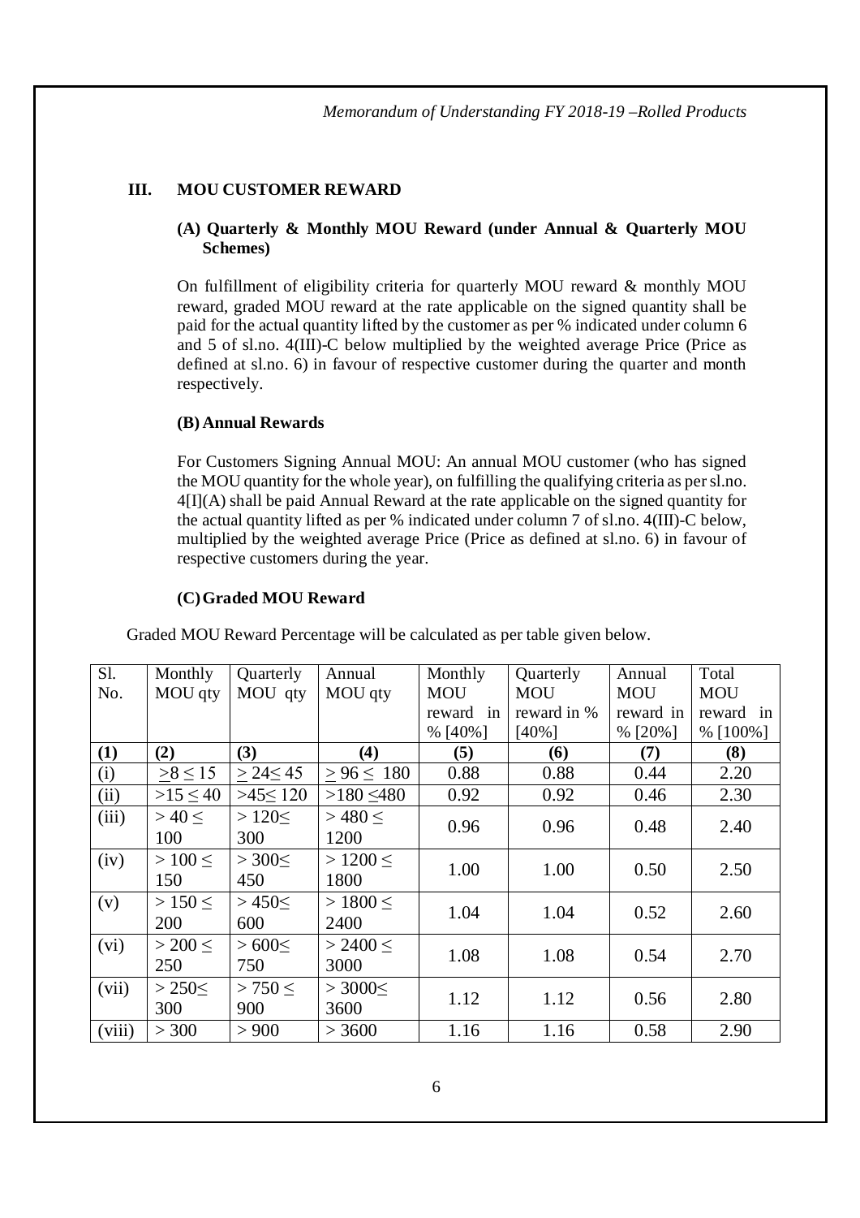### III. MOU CUSTOMER REWARD

**(A) Quarterly & Monthly MOU Reward (under Annual & Quarterly MOU Schemes)**

On fulfillment of eligibility criteria for quarterly MOU reward & monthly MOU reward, graded MOU reward at the rate applicable on the signed quantity shall be paid for the actual quantity lifted by the customer as per % indicated under column 6 and 5 of sl.no. 4(III)-C below multiplied by the weighted average Price (Price as defined at sl.no. 6) in favour of respective customer during the quarter and month respectively.

**(B) Annual Rewards**

For Customers Signing Annual MOU: An annual MOU customer (who has signed the MOU quantity for the whole year), on fulfilling the qualifying criteria as per sl.no. 4[I](A) shall be paid Annual Reward at the rate applicable on the signed quantity for the actual quantity lifted as per % indicated under column 7 of sl.no. 4(III)-C below, multiplied by the weighted average Price (Price as defined at sl.no. 6) in favour of respective customers during the year.

**(C) Graded MOU Reward**

Graded MOU Reward Percentage will be calculated as per table given below.

| Sl. No. | Monthly MOU qty | Quarterly MOU qty | Annual MOU qty | Monthly MOU reward in % [40%] | Quarterly MOU reward in % [40%] | Annual MOU reward in % [20%] | Total MOU reward in % [100%] |
|---|---|---|---|---|---|---|---|
| **(1)** | **(2)** | **(3)** | **(4)** | **(5)** | **(6)** | **(7)** | **(8)** |
| (i) | ≥8 ≤ 15 | ≥ 24≤ 45 | ≥ 96 ≤ 180 | 0.88 | 0.88 | 0.44 | 2.20 |
| (ii) | >15 ≤ 40 | >45≤ 120 | >180 ≤480 | 0.92 | 0.92 | 0.46 | 2.30 |
| (iii) | > 40 ≤ 100 | > 120≤ 300 | > 480 ≤ 1200 | 0.96 | 0.96 | 0.48 | 2.40 |
| (iv) | > 100 ≤ 150 | > 300≤ 450 | > 1200 ≤ 1800 | 1.00 | 1.00 | 0.50 | 2.50 |
| (v) | > 150 ≤ 200 | > 450≤ 600 | > 1800 ≤ 2400 | 1.04 | 1.04 | 0.52 | 2.60 |
| (vi) | > 200 ≤ 250 | > 600≤ 750 | > 2400 ≤ 3000 | 1.08 | 1.08 | 0.54 | 2.70 |
| (vii) | > 250≤ 300 | > 750 ≤ 900 | > 3000≤ 3600 | 1.12 | 1.12 | 0.56 | 2.80 |
| (viii) | > 300 | > 900 | > 3600 | 1.16 | 1.16 | 0.58 | 2.90 |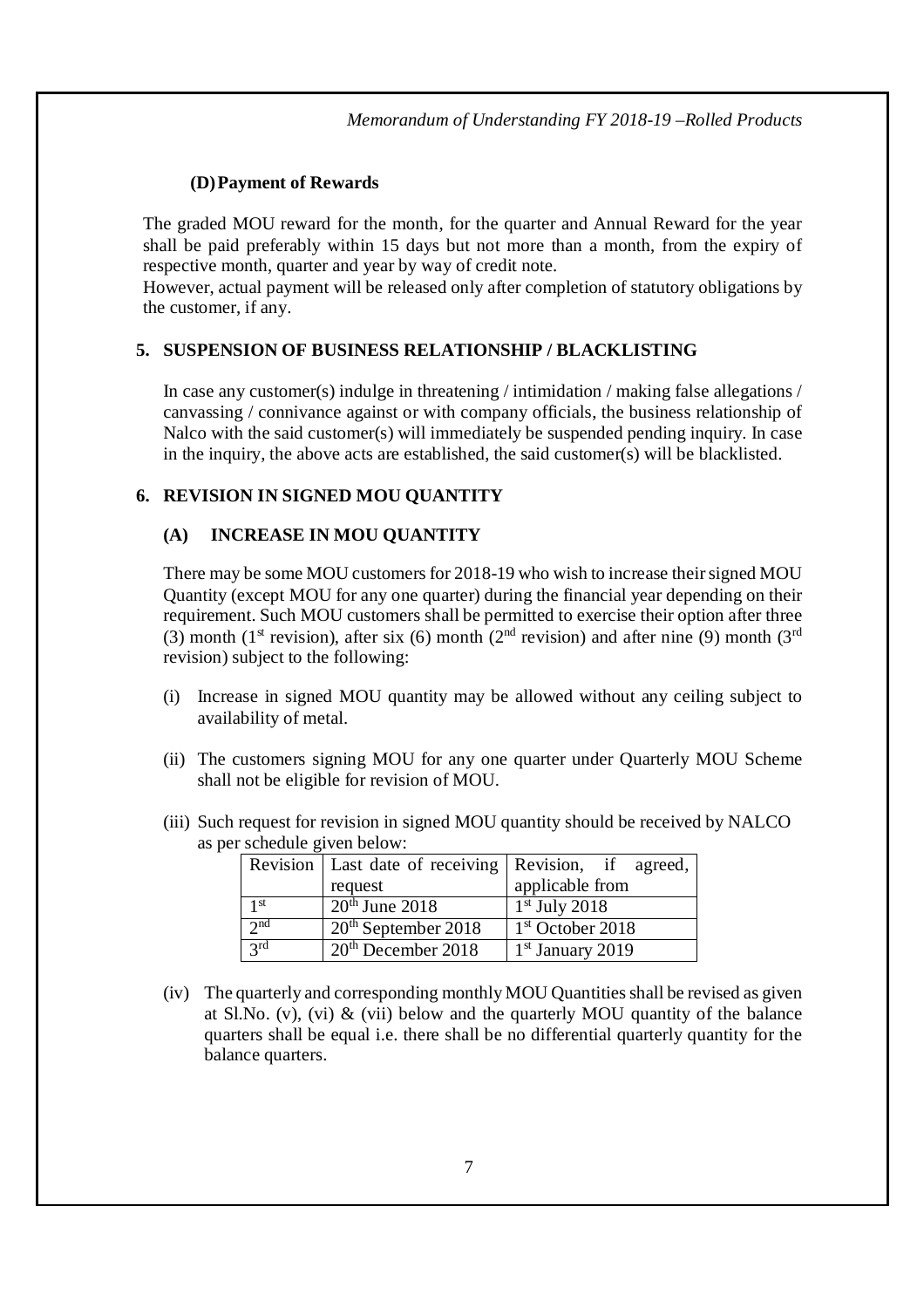### (D) Payment of Rewards

The graded MOU reward for the month, for the quarter and Annual Reward for the year shall be paid preferably within 15 days but not more than a month, from the expiry of respective month, quarter and year by way of credit note.

However, actual payment will be released only after completion of statutory obligations by the customer, if any.

## 5. SUSPENSION OF BUSINESS RELATIONSHIP / BLACKLISTING

In case any customer(s) indulge in threatening / intimidation / making false allegations / canvassing / connivance against or with company officials, the business relationship of Nalco with the said customer(s) will immediately be suspended pending inquiry. In case in the inquiry, the above acts are established, the said customer(s) will be blacklisted.

## 6. REVISION IN SIGNED MOU QUANTITY

### (A) INCREASE IN MOU QUANTITY

There may be some MOU customers for 2018-19 who wish to increase their signed MOU Quantity (except MOU for any one quarter) during the financial year depending on their requirement. Such MOU customers shall be permitted to exercise their option after three (3) month (1st revision), after six (6) month (2nd revision) and after nine (9) month (3rd revision) subject to the following:

(i) Increase in signed MOU quantity may be allowed without any ceiling subject to availability of metal.

(ii) The customers signing MOU for any one quarter under Quarterly MOU Scheme shall not be eligible for revision of MOU.

(iii) Such request for revision in signed MOU quantity should be received by NALCO as per schedule given below:

| Revision | Last date of receiving request | Revision, if agreed, applicable from |
|---|---|---|
| 1st | 20th June 2018 | 1st July 2018 |
| 2nd | 20th September 2018 | 1st October 2018 |
| 3rd | 20th December 2018 | 1st January 2019 |

(iv) The quarterly and corresponding monthly MOU Quantities shall be revised as given at Sl.No. (v), (vi) & (vii) below and the quarterly MOU quantity of the balance quarters shall be equal i.e. there shall be no differential quarterly quantity for the balance quarters.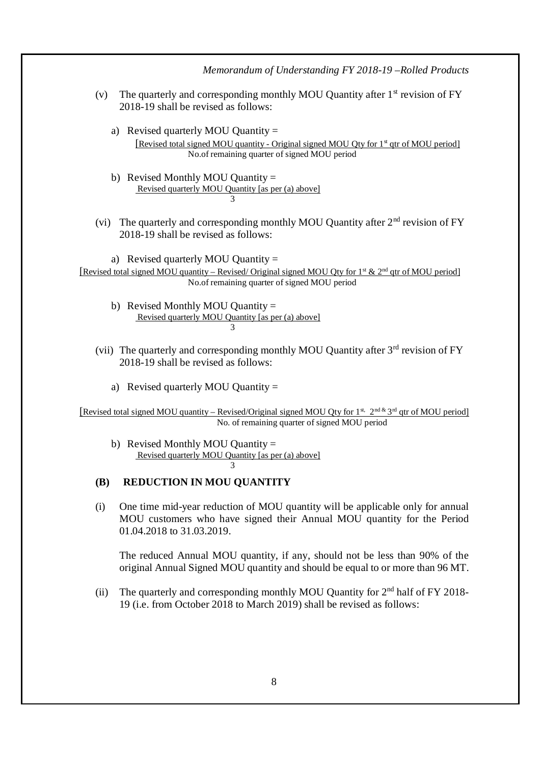(v) The quarterly and corresponding monthly MOU Quantity after 1st revision of FY 2018-19 shall be revised as follows:

a) Revised quarterly MOU Quantity =

$$\frac{\text{[Revised total signed MOU quantity - Original signed MOU Qty for 1st qtr of MOU period]}}{\text{No.of remaining quarter of signed MOU period}}$$

b) Revised Monthly MOU Quantity =

$$\frac{\text{Revised quarterly MOU Quantity [as per (a) above]}}{3}$$

(vi) The quarterly and corresponding monthly MOU Quantity after 2nd revision of FY 2018-19 shall be revised as follows:

a) Revised quarterly MOU Quantity =

$$\frac{\text{[Revised total signed MOU quantity – Revised/ Original signed MOU Qty for 1st \& 2nd qtr of MOU period]}}{\text{No.of remaining quarter of signed MOU period}}$$

b) Revised Monthly MOU Quantity =

$$\frac{\text{Revised quarterly MOU Quantity [as per (a) above]}}{3}$$

(vii) The quarterly and corresponding monthly MOU Quantity after 3rd revision of FY 2018-19 shall be revised as follows:

a) Revised quarterly MOU Quantity =

$$\frac{\text{[Revised total signed MOU quantity – Revised/Original signed MOU Qty for 1st, 2nd \& 3rd qtr of MOU period]}}{\text{No. of remaining quarter of signed MOU period}}$$

b) Revised Monthly MOU Quantity =

$$\frac{\text{Revised quarterly MOU Quantity [as per (a) above]}}{3}$$

## (B) REDUCTION IN MOU QUANTITY

(i) One time mid-year reduction of MOU quantity will be applicable only for annual MOU customers who have signed their Annual MOU quantity for the Period 01.04.2018 to 31.03.2019.

The reduced Annual MOU quantity, if any, should not be less than 90% of the original Annual Signed MOU quantity and should be equal to or more than 96 MT.

(ii) The quarterly and corresponding monthly MOU Quantity for 2nd half of FY 2018-19 (i.e. from October 2018 to March 2019) shall be revised as follows: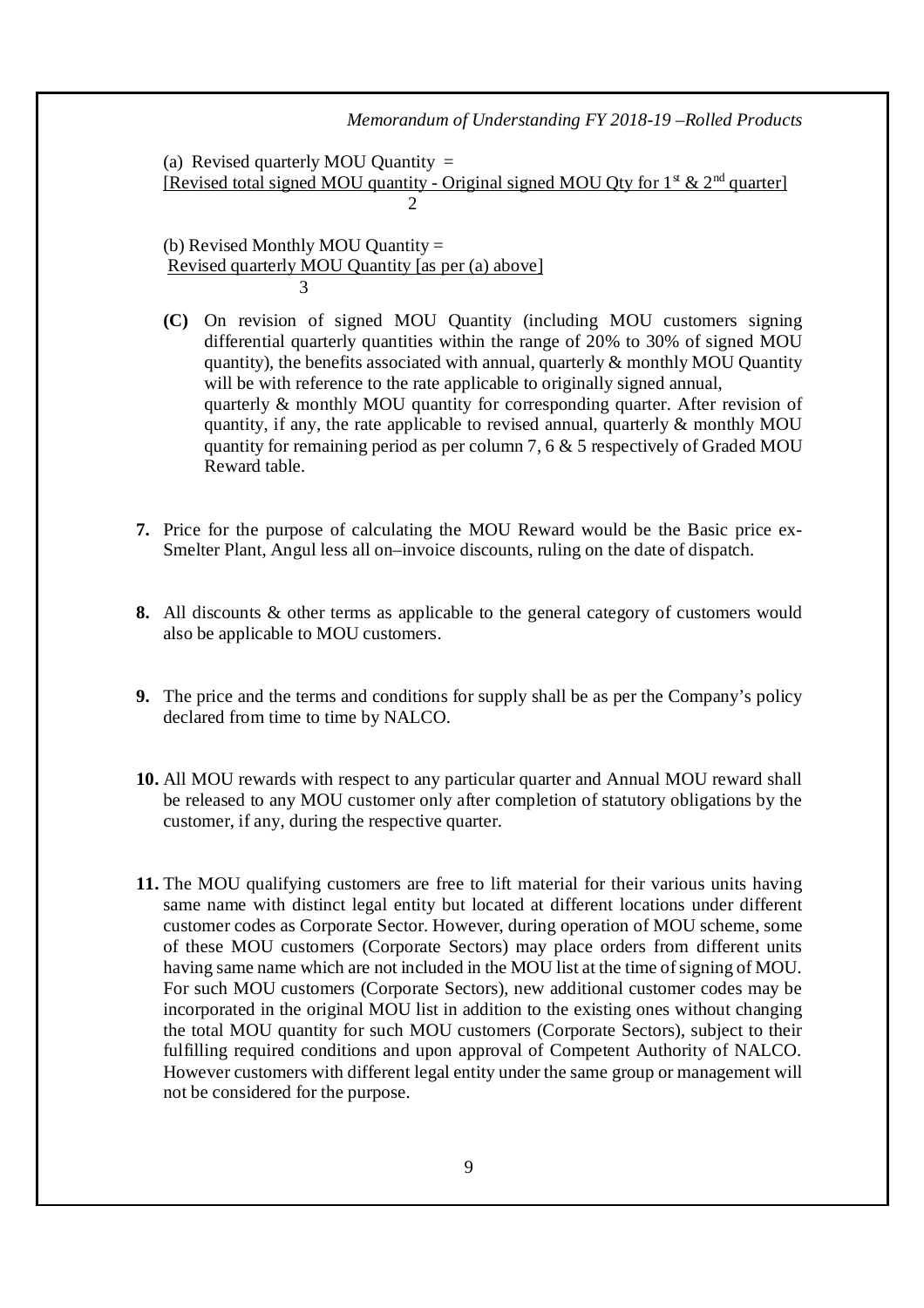(a) Revised quarterly MOU Quantity =

$$\frac{\text{[Revised total signed MOU quantity - Original signed MOU Qty for } 1^{st} \text{ \& } 2^{nd} \text{ quarter]}}{2}$$

(b) Revised Monthly MOU Quantity =

$$\frac{\text{Revised quarterly MOU Quantity [as per (a) above]}}{3}$$

**(C)** On revision of signed MOU Quantity (including MOU customers signing differential quarterly quantities within the range of 20% to 30% of signed MOU quantity), the benefits associated with annual, quarterly & monthly MOU Quantity will be with reference to the rate applicable to originally signed annual, quarterly & monthly MOU quantity for corresponding quarter. After revision of quantity, if any, the rate applicable to revised annual, quarterly & monthly MOU quantity for remaining period as per column 7, 6 & 5 respectively of Graded MOU Reward table.

**7.** Price for the purpose of calculating the MOU Reward would be the Basic price ex-Smelter Plant, Angul less all on–invoice discounts, ruling on the date of dispatch.

**8.** All discounts & other terms as applicable to the general category of customers would also be applicable to MOU customers.

**9.** The price and the terms and conditions for supply shall be as per the Company's policy declared from time to time by NALCO.

**10.** All MOU rewards with respect to any particular quarter and Annual MOU reward shall be released to any MOU customer only after completion of statutory obligations by the customer, if any, during the respective quarter.

**11.** The MOU qualifying customers are free to lift material for their various units having same name with distinct legal entity but located at different locations under different customer codes as Corporate Sector. However, during operation of MOU scheme, some of these MOU customers (Corporate Sectors) may place orders from different units having same name which are not included in the MOU list at the time of signing of MOU. For such MOU customers (Corporate Sectors), new additional customer codes may be incorporated in the original MOU list in addition to the existing ones without changing the total MOU quantity for such MOU customers (Corporate Sectors), subject to their fulfilling required conditions and upon approval of Competent Authority of NALCO. However customers with different legal entity under the same group or management will not be considered for the purpose.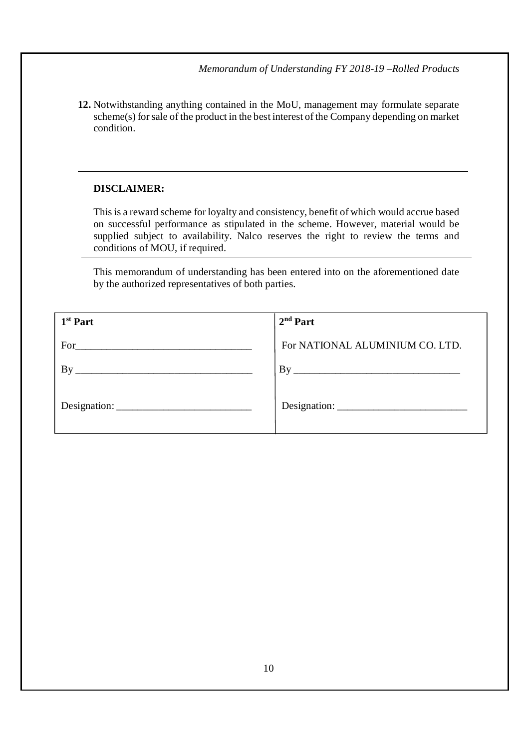12. Notwithstanding anything contained in the MoU, management may formulate separate scheme(s) for sale of the product in the best interest of the Company depending on market condition.

---

**DISCLAIMER:**

This is a reward scheme for loyalty and consistency, benefit of which would accrue based on successful performance as stipulated in the scheme. However, material would be supplied subject to availability. Nalco reserves the right to review the terms and conditions of MOU, if required.

---

This memorandum of understanding has been entered into on the aforementioned date by the authorized representatives of both parties.

| 1st Part | 2nd Part |
|---|---|
| For________________________________ | For NATIONAL ALUMINIUM CO. LTD. |
| By ________________________________ | By _______________________________ |
| Designation: _________________________ | Designation: _________________________ |